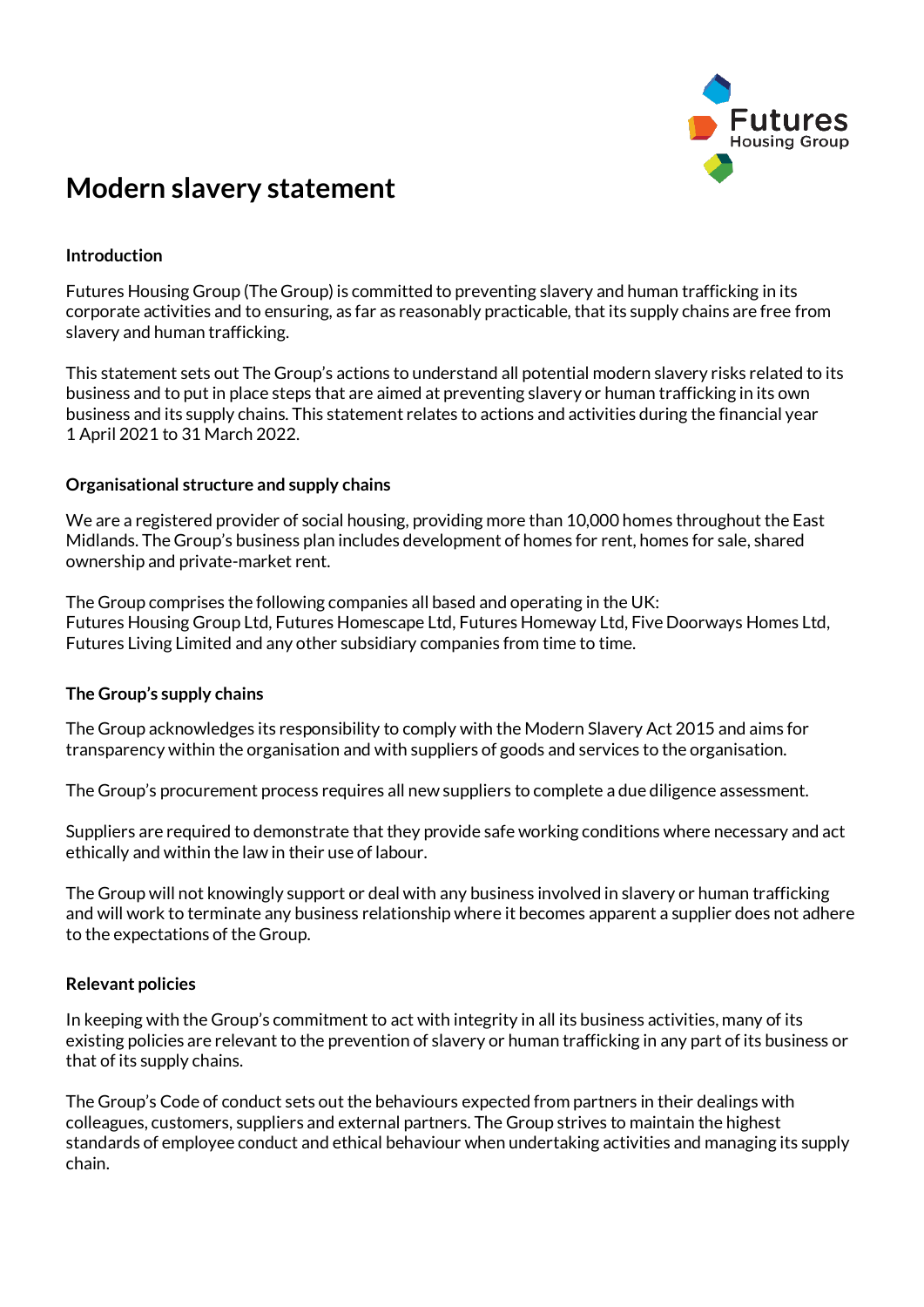# Modern slavery statement

**Introduction**

Futures Housing Group (The Group) is committed to preventing slavery and human trafficking in its corporate activities and to ensuring, as far as reasonably practicable, that its supply chains are free from slavery and human trafficking.

This statement sets out The Group's actions to understand all potential modern slavery risks related to its business and to put in place steps that are aimed at preventing slavery or human trafficking in its own business and its supply chains. This statement relates to actions and activities during the financial year 1 April 2021 to 31 March 2022.

**Organisational structure and supply chains**

We are a registered provider of social housing, providing more than 10,000 homes throughout the East Midlands. The Group's business plan includes development of homes for rent, homes for sale, shared ownership and private-market rent.

The Group comprises the following companies all based and operating in the UK:
Futures Housing Group Ltd, Futures Homescape Ltd, Futures Homeway Ltd, Five Doorways Homes Ltd, Futures Living Limited and any other subsidiary companies from time to time.

**The Group's supply chains**

The Group acknowledges its responsibility to comply with the Modern Slavery Act 2015 and aims for transparency within the organisation and with suppliers of goods and services to the organisation.

The Group's procurement process requires all new suppliers to complete a due diligence assessment.

Suppliers are required to demonstrate that they provide safe working conditions where necessary and act ethically and within the law in their use of labour.

The Group will not knowingly support or deal with any business involved in slavery or human trafficking and will work to terminate any business relationship where it becomes apparent a supplier does not adhere to the expectations of the Group.

**Relevant policies**

In keeping with the Group's commitment to act with integrity in all its business activities, many of its existing policies are relevant to the prevention of slavery or human trafficking in any part of its business or that of its supply chains.

The Group's Code of conduct sets out the behaviours expected from partners in their dealings with colleagues, customers, suppliers and external partners. The Group strives to maintain the highest standards of employee conduct and ethical behaviour when undertaking activities and managing its supply chain.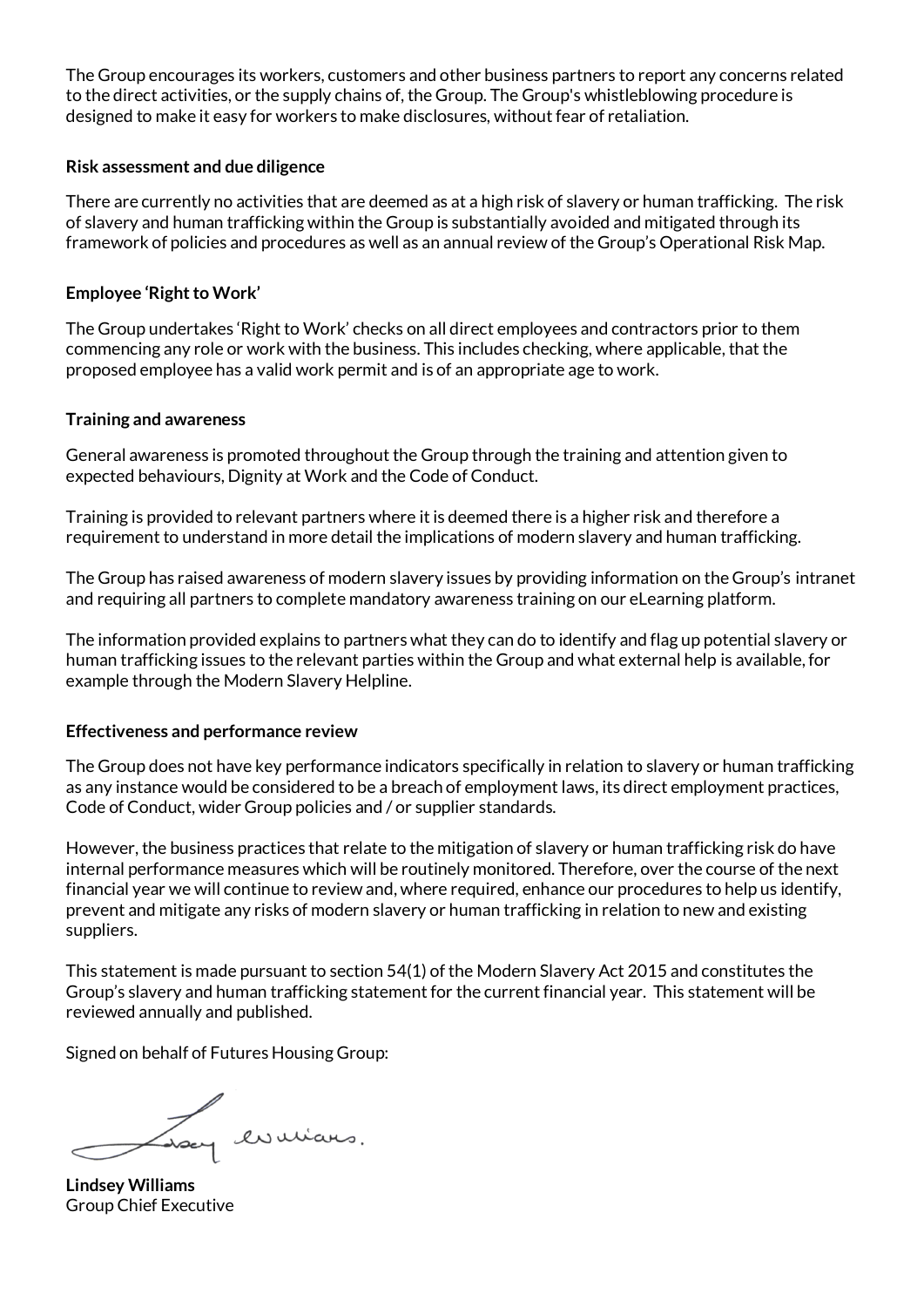The Group encourages its workers, customers and other business partners to report any concerns related to the direct activities, or the supply chains of, the Group. The Group's whistleblowing procedure is designed to make it easy for workers to make disclosures, without fear of retaliation.

**Risk assessment and due diligence**

There are currently no activities that are deemed as at a high risk of slavery or human trafficking. The risk of slavery and human trafficking within the Group is substantially avoided and mitigated through its framework of policies and procedures as well as an annual review of the Group's Operational Risk Map.

**Employee 'Right to Work'**

The Group undertakes 'Right to Work' checks on all direct employees and contractors prior to them commencing any role or work with the business. This includes checking, where applicable, that the proposed employee has a valid work permit and is of an appropriate age to work.

**Training and awareness**

General awareness is promoted throughout the Group through the training and attention given to expected behaviours, Dignity at Work and the Code of Conduct.

Training is provided to relevant partners where it is deemed there is a higher risk and therefore a requirement to understand in more detail the implications of modern slavery and human trafficking.

The Group has raised awareness of modern slavery issues by providing information on the Group's intranet and requiring all partners to complete mandatory awareness training on our eLearning platform.

The information provided explains to partners what they can do to identify and flag up potential slavery or human trafficking issues to the relevant parties within the Group and what external help is available, for example through the Modern Slavery Helpline.

**Effectiveness and performance review**

The Group does not have key performance indicators specifically in relation to slavery or human trafficking as any instance would be considered to be a breach of employment laws, its direct employment practices, Code of Conduct, wider Group policies and / or supplier standards.

However, the business practices that relate to the mitigation of slavery or human trafficking risk do have internal performance measures which will be routinely monitored. Therefore, over the course of the next financial year we will continue to review and, where required, enhance our procedures to help us identify, prevent and mitigate any risks of modern slavery or human trafficking in relation to new and existing suppliers.

This statement is made pursuant to section 54(1) of the Modern Slavery Act 2015 and constitutes the Group's slavery and human trafficking statement for the current financial year. This statement will be reviewed annually and published.

Signed on behalf of Futures Housing Group:

**Lindsey Williams**
Group Chief Executive